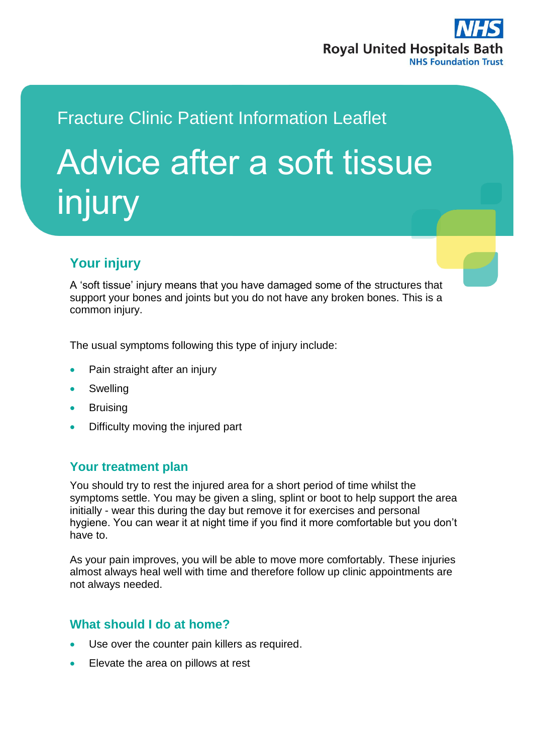Royal United Hospitals Bath
NHS Foundation Trust

Fracture Clinic Patient Information Leaflet

# Advice after a soft tissue injury

## Your injury

A 'soft tissue' injury means that you have damaged some of the structures that support your bones and joints but you do not have any broken bones. This is a common injury.

The usual symptoms following this type of injury include:

- Pain straight after an injury
- Swelling
- Bruising
- Difficulty moving the injured part

## Your treatment plan

You should try to rest the injured area for a short period of time whilst the symptoms settle. You may be given a sling, splint or boot to help support the area initially - wear this during the day but remove it for exercises and personal hygiene. You can wear it at night time if you find it more comfortable but you don't have to.

As your pain improves, you will be able to move more comfortably. These injuries almost always heal well with time and therefore follow up clinic appointments are not always needed.

## What should I do at home?

- Use over the counter pain killers as required.
- Elevate the area on pillows at rest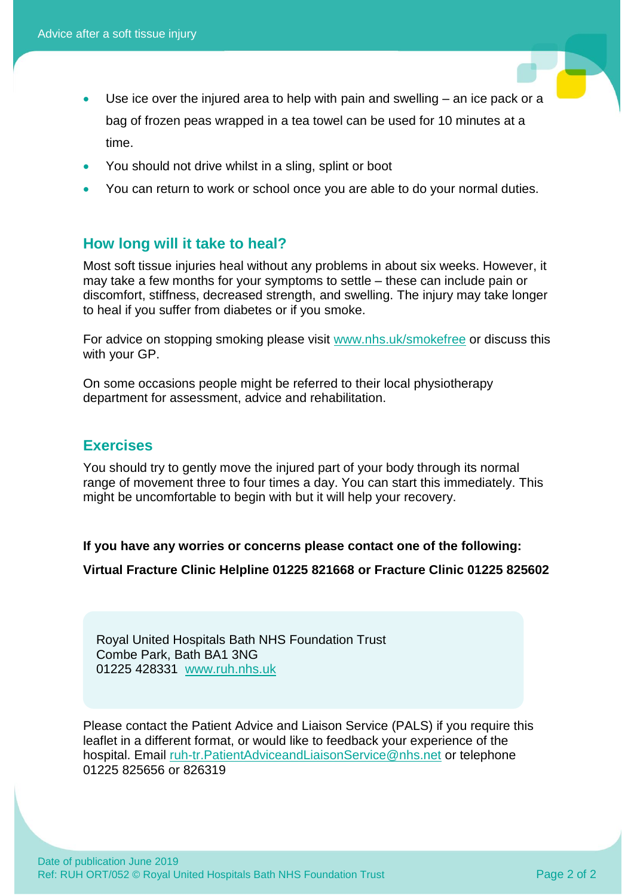- Use ice over the injured area to help with pain and swelling – an ice pack or a bag of frozen peas wrapped in a tea towel can be used for 10 minutes at a time.
- You should not drive whilst in a sling, splint or boot
- You can return to work or school once you are able to do your normal duties.

## How long will it take to heal?

Most soft tissue injuries heal without any problems in about six weeks. However, it may take a few months for your symptoms to settle – these can include pain or discomfort, stiffness, decreased strength, and swelling. The injury may take longer to heal if you suffer from diabetes or if you smoke.

For advice on stopping smoking please visit www.nhs.uk/smokefree or discuss this with your GP.

On some occasions people might be referred to their local physiotherapy department for assessment, advice and rehabilitation.

## Exercises

You should try to gently move the injured part of your body through its normal range of movement three to four times a day. You can start this immediately. This might be uncomfortable to begin with but it will help your recovery.

**If you have any worries or concerns please contact one of the following:**

**Virtual Fracture Clinic Helpline 01225 821668 or Fracture Clinic 01225 825602**

Royal United Hospitals Bath NHS Foundation Trust
Combe Park, Bath BA1 3NG
01225 428331 www.ruh.nhs.uk

Please contact the Patient Advice and Liaison Service (PALS) if you require this leaflet in a different format, or would like to feedback your experience of the hospital. Email ruh-tr.PatientAdviceandLiaisonService@nhs.net or telephone 01225 825656 or 826319

Date of publication June 2019
Ref: RUH ORT/052 © Royal United Hospitals Bath NHS Foundation Trust